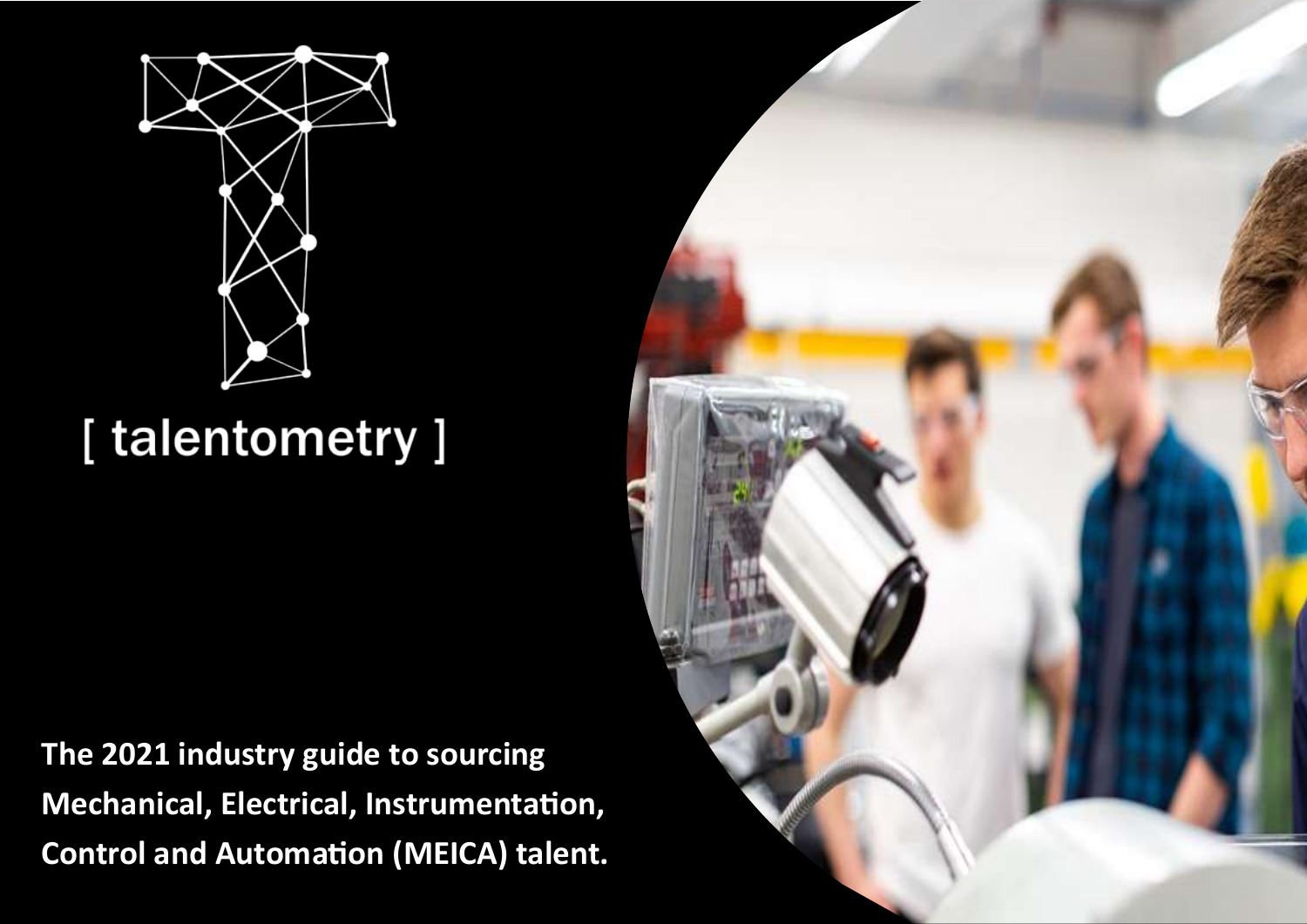[ talentometry ]

**The 2021 industry guide to sourcing Mechanical, Electrical, Instrumentation, Control and Automation (MEICA) talent.**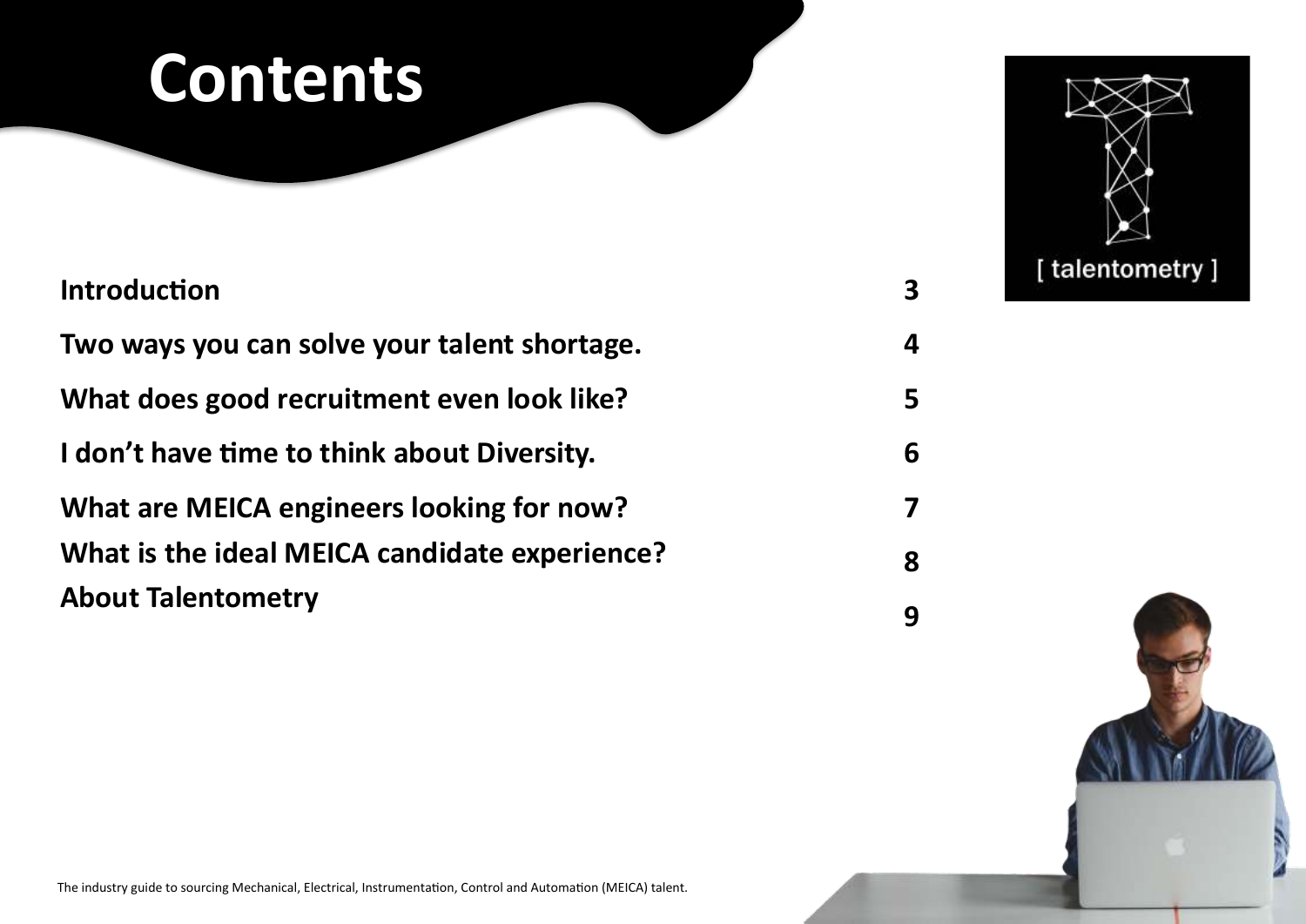# Contents

[ talentometry ]

| | |
|---|---|
| **Introduction** | **3** |
| **Two ways you can solve your talent shortage.** | **4** |
| **What does good recruitment even look like?** | **5** |
| **I don't have time to think about Diversity.** | **6** |
| **What are MEICA engineers looking for now?** | **7** |
| **What is the ideal MEICA candidate experience?** | **8** |
| **About Talentometry** | **9** |

The industry guide to sourcing Mechanical, Electrical, Instrumentation, Control and Automation (MEICA) talent.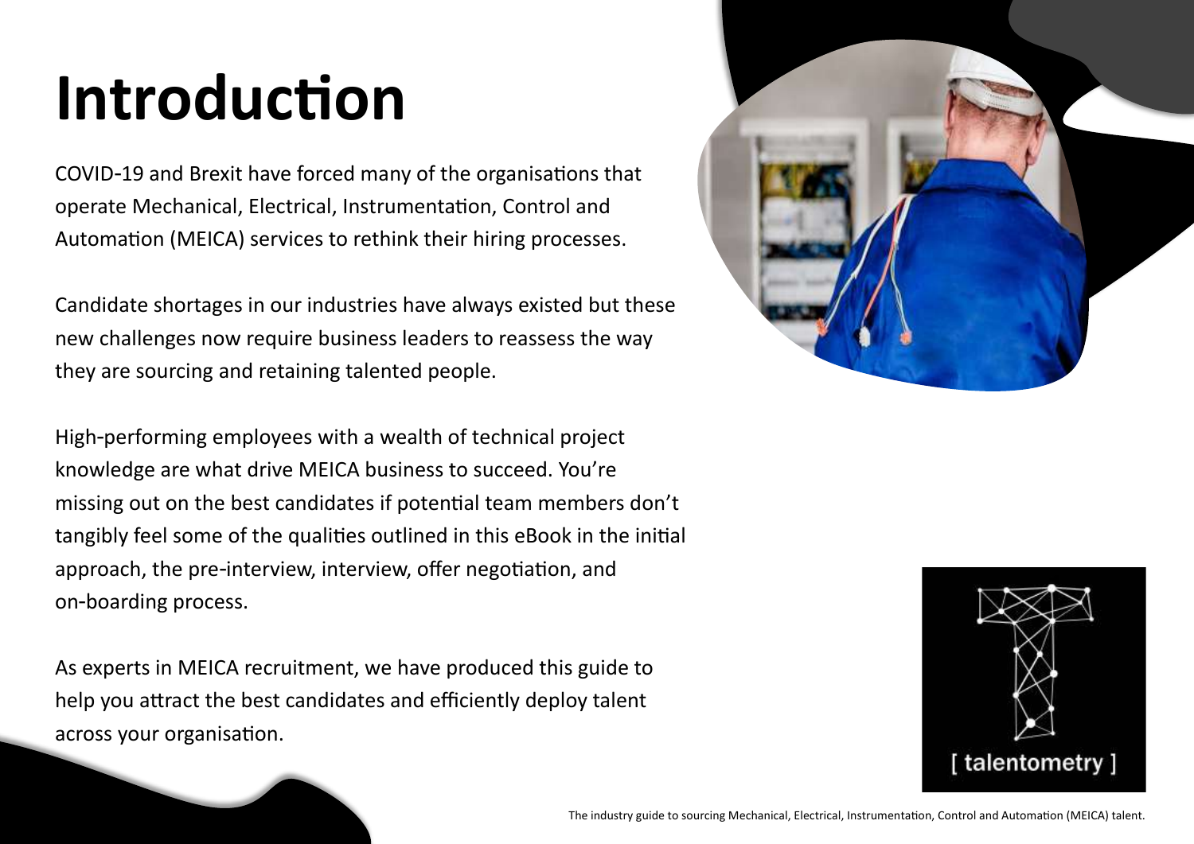# Introduction

COVID-19 and Brexit have forced many of the organisations that operate Mechanical, Electrical, Instrumentation, Control and Automation (MEICA) services to rethink their hiring processes.

Candidate shortages in our industries have always existed but these new challenges now require business leaders to reassess the way they are sourcing and retaining talented people.

High-performing employees with a wealth of technical project knowledge are what drive MEICA business to succeed. You're missing out on the best candidates if potential team members don't tangibly feel some of the qualities outlined in this eBook in the initial approach, the pre-interview, interview, offer negotiation, and on-boarding process.

As experts in MEICA recruitment, we have produced this guide to help you attract the best candidates and efficiently deploy talent across your organisation.

[ talentometry ]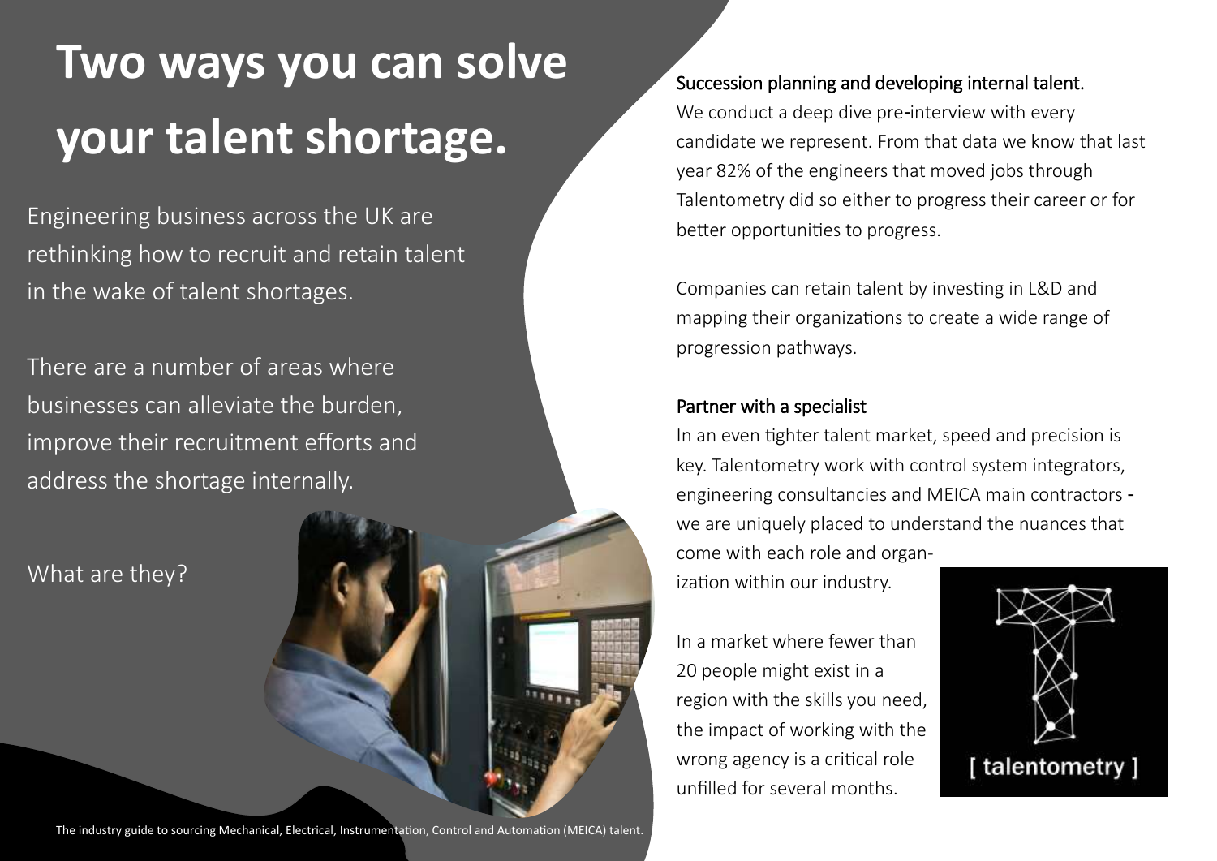# Two ways you can solve your talent shortage.

Engineering business across the UK are rethinking how to recruit and retain talent in the wake of talent shortages.

There are a number of areas where businesses can alleviate the burden, improve their recruitment efforts and address the shortage internally.

What are they?

### Succession planning and developing internal talent.

We conduct a deep dive pre-interview with every candidate we represent. From that data we know that last year 82% of the engineers that moved jobs through Talentometry did so either to progress their career or for better opportunities to progress.

Companies can retain talent by investing in L&D and mapping their organizations to create a wide range of progression pathways.

### Partner with a specialist

In an even tighter talent market, speed and precision is key. Talentometry work with control system integrators, engineering consultancies and MEICA main contractors - we are uniquely placed to understand the nuances that come with each role and organization within our industry.

In a market where fewer than 20 people might exist in a region with the skills you need, the impact of working with the wrong agency is a critical role unfilled for several months.

[ talentometry ]

The industry guide to sourcing Mechanical, Electrical, Instrumentation, Control and Automation (MEICA) talent.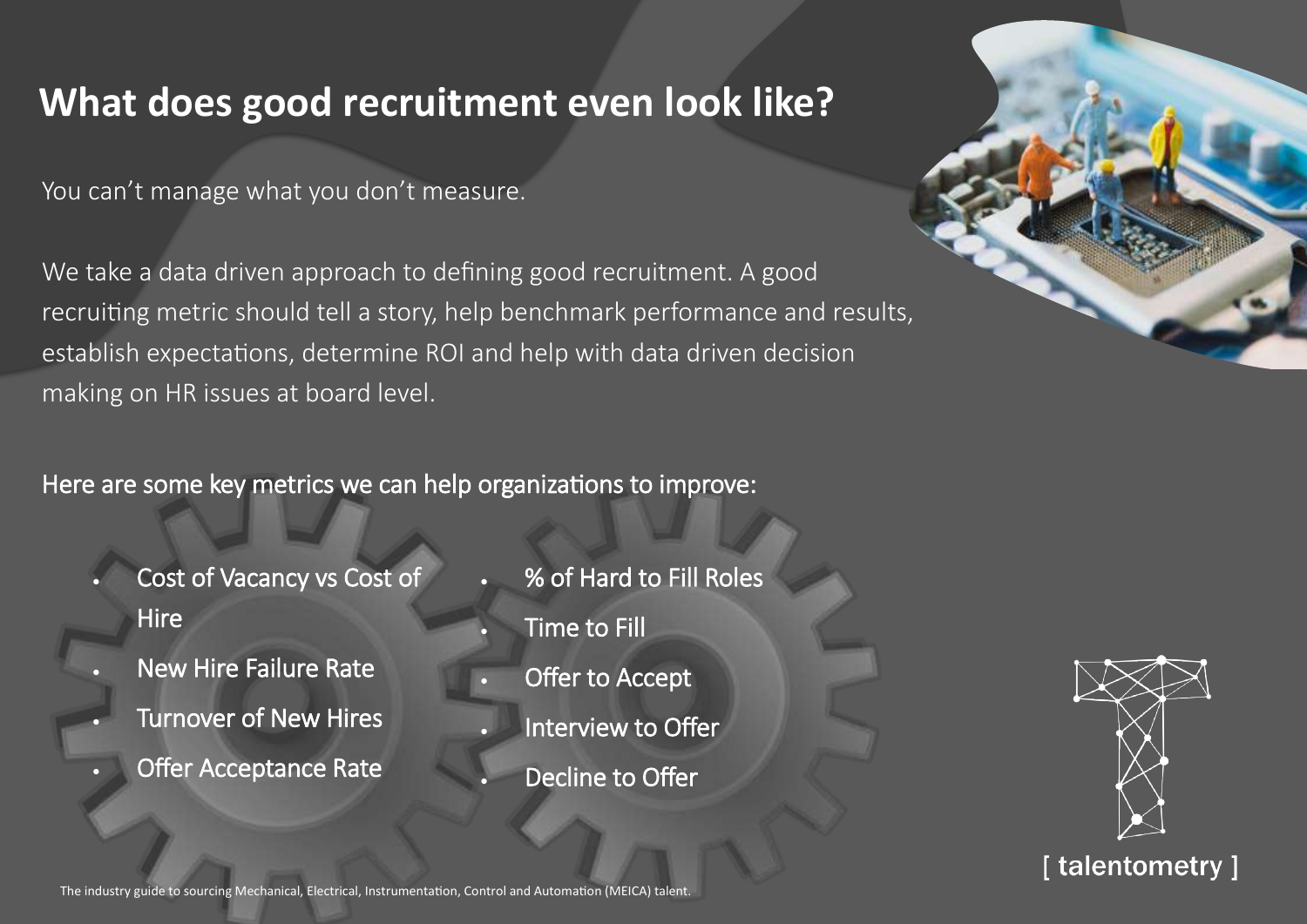# What does good recruitment even look like?

You can't manage what you don't measure.

We take a data driven approach to defining good recruitment. A good recruiting metric should tell a story, help benchmark performance and results, establish expectations, determine ROI and help with data driven decision making on HR issues at board level.

Here are some key metrics we can help organizations to improve:

- Cost of Vacancy vs Cost of Hire
- New Hire Failure Rate
- Turnover of New Hires
- Offer Acceptance Rate
- % of Hard to Fill Roles
- Time to Fill
- Offer to Accept
- Interview to Offer
- Decline to Offer

[ talentometry ]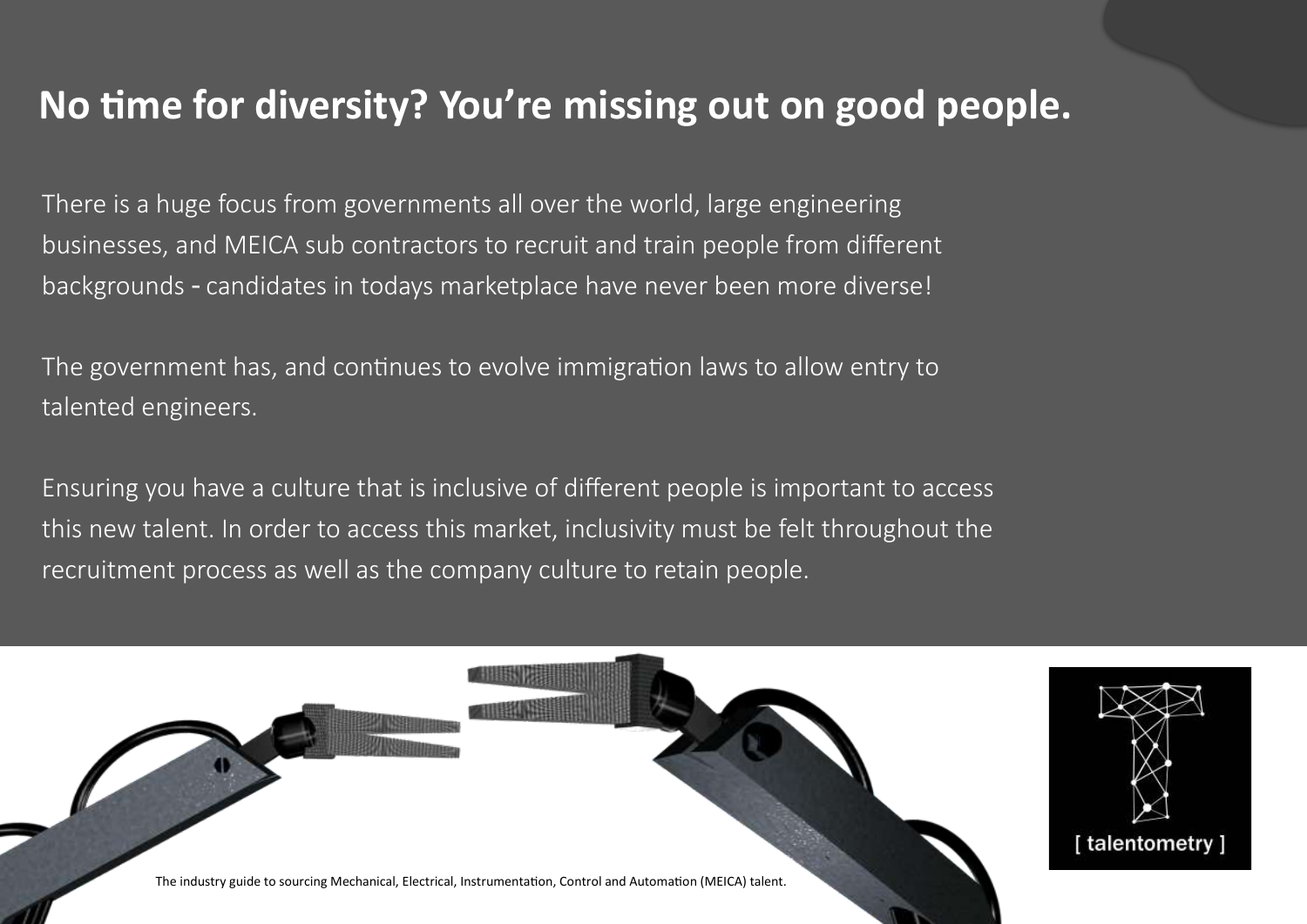# No time for diversity? You're missing out on good people.

There is a huge focus from governments all over the world, large engineering businesses, and MEICA sub contractors to recruit and train people from different backgrounds - candidates in todays marketplace have never been more diverse!

The government has, and continues to evolve immigration laws to allow entry to talented engineers.

Ensuring you have a culture that is inclusive of different people is important to access this new talent. In order to access this market, inclusivity must be felt throughout the recruitment process as well as the company culture to retain people.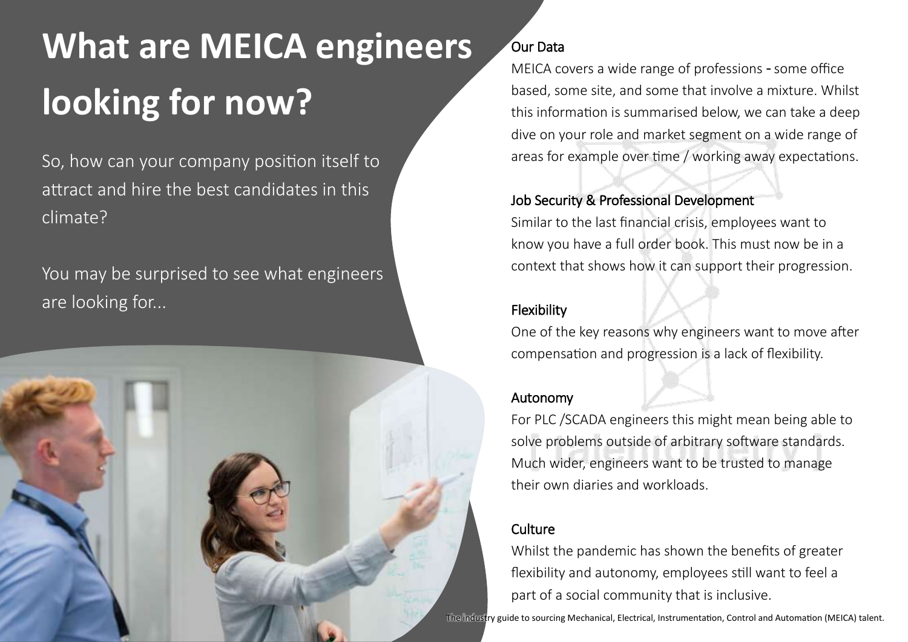# What are MEICA engineers looking for now?

So, how can your company position itself to attract and hire the best candidates in this climate?

You may be surprised to see what engineers are looking for...

### Our Data

MEICA covers a wide range of professions - some office based, some site, and some that involve a mixture. Whilst this information is summarised below, we can take a deep dive on your role and market segment on a wide range of areas for example over time / working away expectations.

### Job Security & Professional Development

Similar to the last financial crisis, employees want to know you have a full order book. This must now be in a context that shows how it can support their progression.

### Flexibility

One of the key reasons why engineers want to move after compensation and progression is a lack of flexibility.

### Autonomy

For PLC /SCADA engineers this might mean being able to solve problems outside of arbitrary software standards. Much wider, engineers want to be trusted to manage their own diaries and workloads.

### Culture

Whilst the pandemic has shown the benefits of greater flexibility and autonomy, employees still want to feel a part of a social community that is inclusive.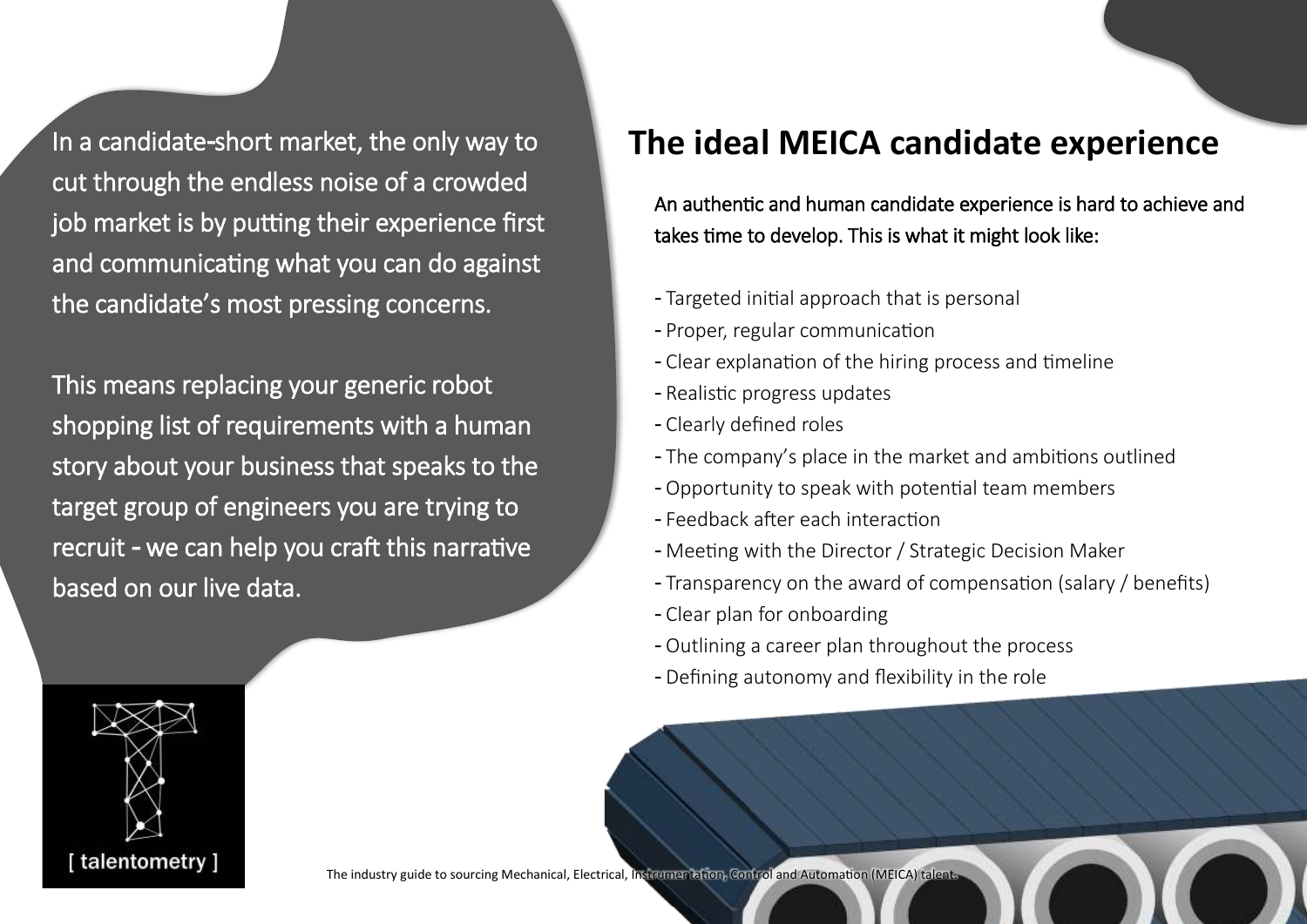In a candidate-short market, the only way to cut through the endless noise of a crowded job market is by putting their experience first and communicating what you can do against the candidate's most pressing concerns.

This means replacing your generic robot shopping list of requirements with a human story about your business that speaks to the target group of engineers you are trying to recruit - we can help you craft this narrative based on our live data.

## The ideal MEICA candidate experience

An authentic and human candidate experience is hard to achieve and takes time to develop. This is what it might look like:

- Targeted initial approach that is personal
- Proper, regular communication
- Clear explanation of the hiring process and timeline
- Realistic progress updates
- Clearly defined roles
- The company's place in the market and ambitions outlined
- Opportunity to speak with potential team members
- Feedback after each interaction
- Meeting with the Director / Strategic Decision Maker
- Transparency on the award of compensation (salary / benefits)
- Clear plan for onboarding
- Outlining a career plan throughout the process
- Defining autonomy and flexibility in the role

[ talentometry ]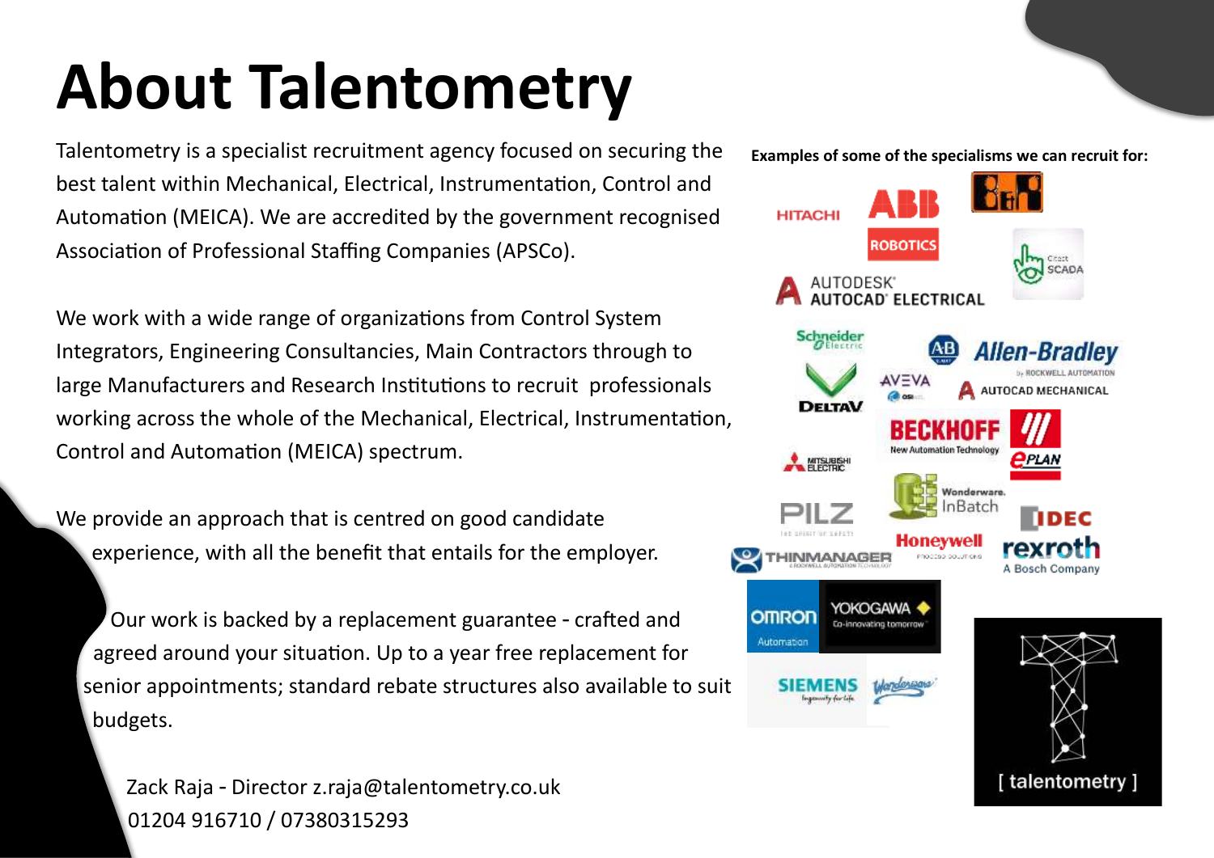# About Talentometry

Talentometry is a specialist recruitment agency focused on securing the best talent within Mechanical, Electrical, Instrumentation, Control and Automation (MEICA). We are accredited by the government recognised Association of Professional Staffing Companies (APSCo).

We work with a wide range of organizations from Control System Integrators, Engineering Consultancies, Main Contractors through to large Manufacturers and Research Institutions to recruit professionals working across the whole of the Mechanical, Electrical, Instrumentation, Control and Automation (MEICA) spectrum.

We provide an approach that is centred on good candidate experience, with all the benefit that entails for the employer.

Our work is backed by a replacement guarantee - crafted and agreed around your situation. Up to a year free replacement for senior appointments; standard rebate structures also available to suit budgets.

Zack Raja - Director z.raja@talentometry.co.uk
01204 916710 / 07380315293

**Examples of some of the specialisms we can recruit for:**

HITACHI
ABB
ROBOTICS
B&R
Citect SCADA
AUTODESK® AUTOCAD® ELECTRICAL
Schneider Electric
DELTAV
AVEVA
Allen-Bradley by ROCKWELL AUTOMATION
AUTOCAD MECHANICAL
BECKHOFF New Automation Technology
ePLAN
MITSUBISHI ELECTRIC
PILZ THE SPIRIT OF SAFETY
Wonderware. InBatch
IDEC
THINMANAGER A ROCKWELL AUTOMATION TECHNOLOGY
Honeywell PROCESS SOLUTIONS
rexroth A Bosch Company
OMRON Automation
YOKOGAWA Co-innovating tomorrow
SIEMENS Ingenuity for life
Wonderware

[ talentometry ]